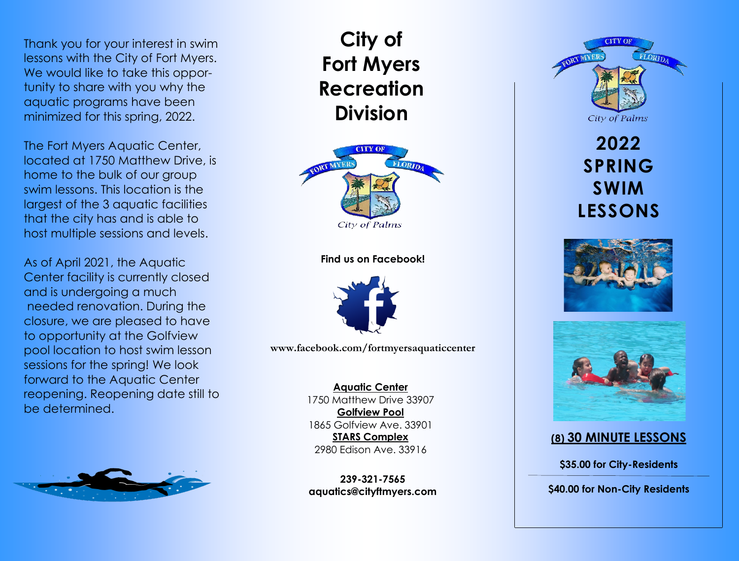Thank you for your interest in swim lessons with the City of Fort Myers. We would like to take this opportunity to share with you why the aquatic programs have been minimized for this spring, 2022.

The Fort Myers Aquatic Center, located at 1750 Matthew Drive, is home to the bulk of our group swim lessons. This location is the largest of the 3 aquatic facilities that the city has and is able to host multiple sessions and levels.

As of April 2021, the Aquatic Center facility is currently closed and is undergoing a much needed renovation. During the closure, we are pleased to have to opportunity at the Golfview pool location to host swim lesson sessions for the spring! We look forward to the Aquatic Center reopening. Reopening date still to be determined.

# City of Fort Myers Recreation Division

City of Palms

**Find us on Facebook!**

**www.facebook.com/fortmyersaquaticcenter**

**Aquatic Center**
1750 Matthew Drive 33907

**Golfview Pool**
1865 Golfview Ave. 33901

**STARS Complex**
2980 Edison Ave. 33916

**239-321-7565**
**aquatics@cityftmyers.com**

City of Palms

# 2022 SPRING SWIM LESSONS

## (8) 30 MINUTE LESSONS

**$35.00 for City-Residents**

**$40.00 for Non-City Residents**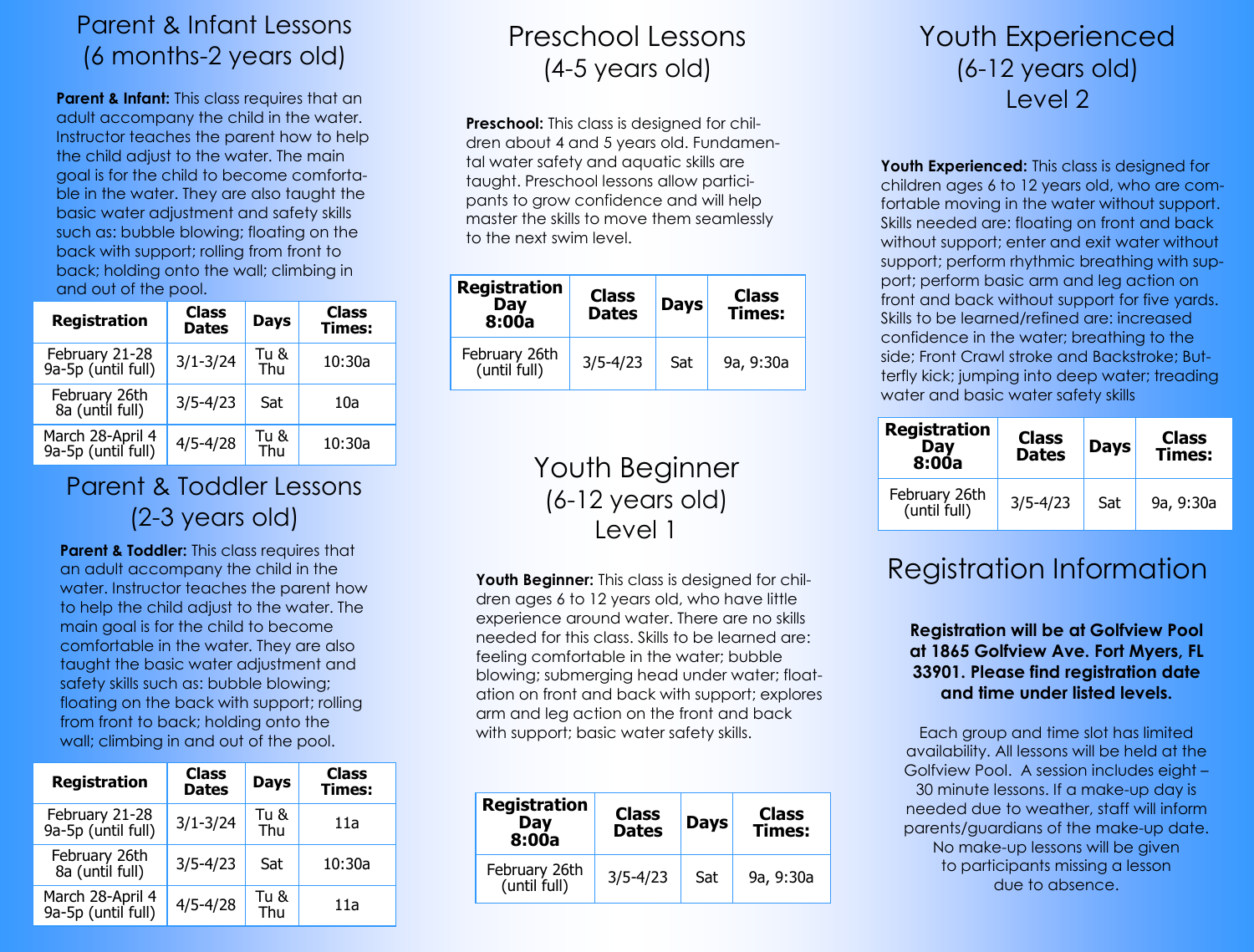# Parent & Infant Lessons
## (6 months-2 years old)

**Parent & Infant:** This class requires that an adult accompany the child in the water. Instructor teaches the parent how to help the child adjust to the water. The main goal is for the child to become comfortable in the water. They are also taught the basic water adjustment and safety skills such as: bubble blowing; floating on the back with support; rolling from front to back; holding onto the wall; climbing in and out of the pool.

| Registration | Class Dates | Days | Class Times: |
|---|---|---|---|
| February 21-28 9a-5p (until full) | 3/1-3/24 | Tu & Thu | 10:30a |
| February 26th 8a (until full) | 3/5-4/23 | Sat | 10a |
| March 28-April 4 9a-5p (until full) | 4/5-4/28 | Tu & Thu | 10:30a |

# Parent & Toddler Lessons
## (2-3 years old)

**Parent & Toddler:** This class requires that an adult accompany the child in the water. Instructor teaches the parent how to help the child adjust to the water. The main goal is for the child to become comfortable in the water. They are also taught the basic water adjustment and safety skills such as: bubble blowing; floating on the back with support; rolling from front to back; holding onto the wall; climbing in and out of the pool.

| Registration | Class Dates | Days | Class Times: |
|---|---|---|---|
| February 21-28 9a-5p (until full) | 3/1-3/24 | Tu & Thu | 11a |
| February 26th 8a (until full) | 3/5-4/23 | Sat | 10:30a |
| March 28-April 4 9a-5p (until full) | 4/5-4/28 | Tu & Thu | 11a |

# Preschool Lessons
## (4-5 years old)

**Preschool:** This class is designed for children about 4 and 5 years old. Fundamental water safety and aquatic skills are taught. Preschool lessons allow participants to grow confidence and will help master the skills to move them seamlessly to the next swim level.

| Registration Day 8:00a | Class Dates | Days | Class Times: |
|---|---|---|---|
| February 26th (until full) | 3/5-4/23 | Sat | 9a, 9:30a |

# Youth Beginner
## (6-12 years old)
## Level 1

**Youth Beginner:** This class is designed for children ages 6 to 12 years old, who have little experience around water. There are no skills needed for this class. Skills to be learned are: feeling comfortable in the water; bubble blowing; submerging head under water; floatation on front and back with support; explores arm and leg action on the front and back with support; basic water safety skills.

| Registration Day 8:00a | Class Dates | Days | Class Times: |
|---|---|---|---|
| February 26th (until full) | 3/5-4/23 | Sat | 9a, 9:30a |

# Youth Experienced
## (6-12 years old)
## Level 2

**Youth Experienced:** This class is designed for children ages 6 to 12 years old, who are comfortable moving in the water without support. Skills needed are: floating on front and back without support; enter and exit water without support; perform rhythmic breathing with support; perform basic arm and leg action on front and back without support for five yards. Skills to be learned/refined are: increased confidence in the water; breathing to the side; Front Crawl stroke and Backstroke; Butterfly kick; jumping into deep water; treading water and basic water safety skills

| Registration Day 8:00a | Class Dates | Days | Class Times: |
|---|---|---|---|
| February 26th (until full) | 3/5-4/23 | Sat | 9a, 9:30a |

# Registration Information

**Registration will be at Golfview Pool at 1865 Golfview Ave. Fort Myers, FL 33901. Please find registration date and time under listed levels.**

Each group and time slot has limited availability. All lessons will be held at the Golfview Pool. A session includes eight – 30 minute lessons. If a make-up day is needed due to weather, staff will inform parents/guardians of the make-up date. No make-up lessons will be given to participants missing a lesson due to absence.